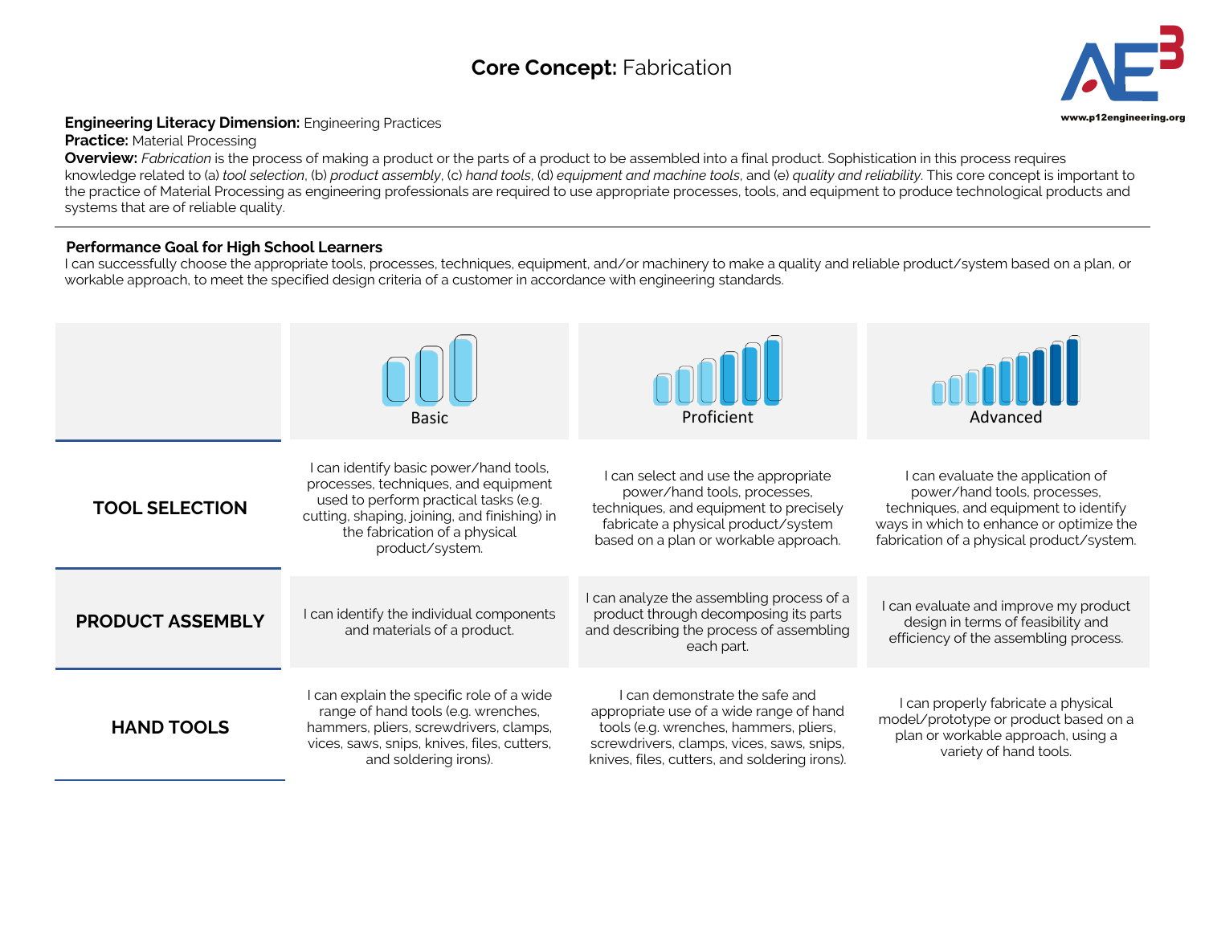# Core Concept: Fabrication

**Engineering Literacy Dimension:** Engineering Practices
**Practice:** Material Processing
**Overview:** *Fabrication* is the process of making a product or the parts of a product to be assembled into a final product. Sophistication in this process requires knowledge related to (a) *tool selection*, (b) *product assembly*, (c) *hand tools*, (d) *equipment and machine tools*, and (e) *quality and reliability*. This core concept is important to the practice of Material Processing as engineering professionals are required to use appropriate processes, tools, and equipment to produce technological products and systems that are of reliable quality.

---

**Performance Goal for High School Learners**
I can successfully choose the appropriate tools, processes, techniques, equipment, and/or machinery to make a quality and reliable product/system based on a plan, or workable approach, to meet the specified design criteria of a customer in accordance with engineering standards.

| | Basic | Proficient | Advanced |
|---|---|---|---|
| **TOOL SELECTION** | I can identify basic power/hand tools, processes, techniques, and equipment used to perform practical tasks (e.g. cutting, shaping, joining, and finishing) in the fabrication of a physical product/system. | I can select and use the appropriate power/hand tools, processes, techniques, and equipment to precisely fabricate a physical product/system based on a plan or workable approach. | I can evaluate the application of power/hand tools, processes, techniques, and equipment to identify ways in which to enhance or optimize the fabrication of a physical product/system. |
| **PRODUCT ASSEMBLY** | I can identify the individual components and materials of a product. | I can analyze the assembling process of a product through decomposing its parts and describing the process of assembling each part. | I can evaluate and improve my product design in terms of feasibility and efficiency of the assembling process. |
| **HAND TOOLS** | I can explain the specific role of a wide range of hand tools (e.g. wrenches, hammers, pliers, screwdrivers, clamps, vices, saws, snips, knives, files, cutters, and soldering irons). | I can demonstrate the safe and appropriate use of a wide range of hand tools (e.g. wrenches, hammers, pliers, screwdrivers, clamps, vices, saws, snips, knives, files, cutters, and soldering irons). | I can properly fabricate a physical model/prototype or product based on a plan or workable approach, using a variety of hand tools. |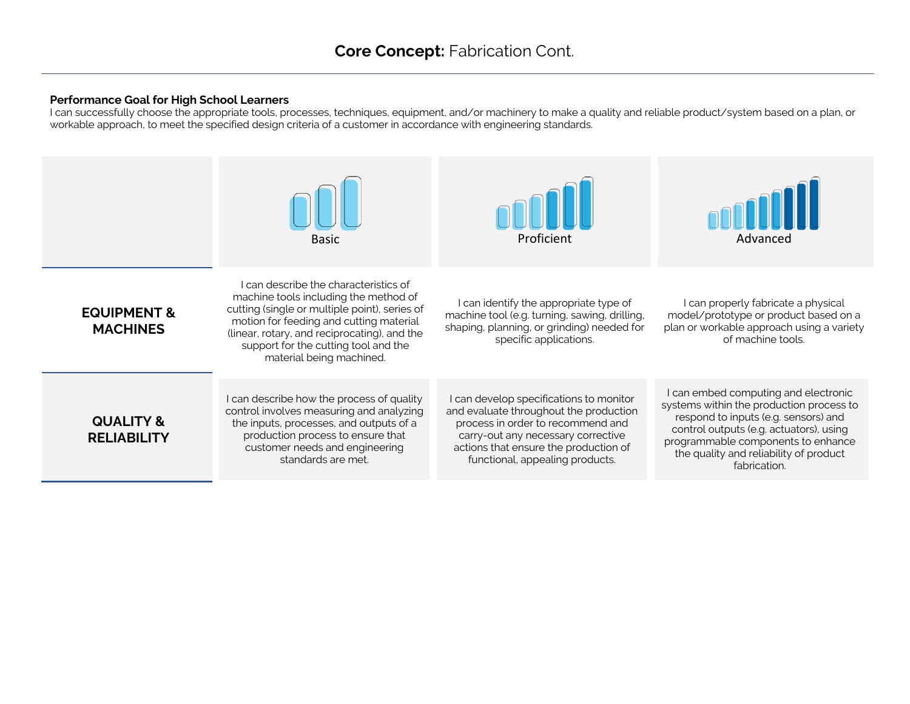# **Core Concept:** Fabrication Cont.

**Performance Goal for High School Learners**
I can successfully choose the appropriate tools, processes, techniques, equipment, and/or machinery to make a quality and reliable product/system based on a plan, or workable approach, to meet the specified design criteria of a customer in accordance with engineering standards.

| | Basic | Proficient | Advanced |
|---|---|---|---|
| **EQUIPMENT & MACHINES** | I can describe the characteristics of machine tools including the method of cutting (single or multiple point), series of motion for feeding and cutting material (linear, rotary, and reciprocating), and the support for the cutting tool and the material being machined. | I can identify the appropriate type of machine tool (e.g. turning, sawing, drilling, shaping, planning, or grinding) needed for specific applications. | I can properly fabricate a physical model/prototype or product based on a plan or workable approach using a variety of machine tools. |
| **QUALITY & RELIABILITY** | I can describe how the process of quality control involves measuring and analyzing the inputs, processes, and outputs of a production process to ensure that customer needs and engineering standards are met. | I can develop specifications to monitor and evaluate throughout the production process in order to recommend and carry-out any necessary corrective actions that ensure the production of functional, appealing products. | I can embed computing and electronic systems within the production process to respond to inputs (e.g. sensors) and control outputs (e.g. actuators), using programmable components to enhance the quality and reliability of product fabrication. |